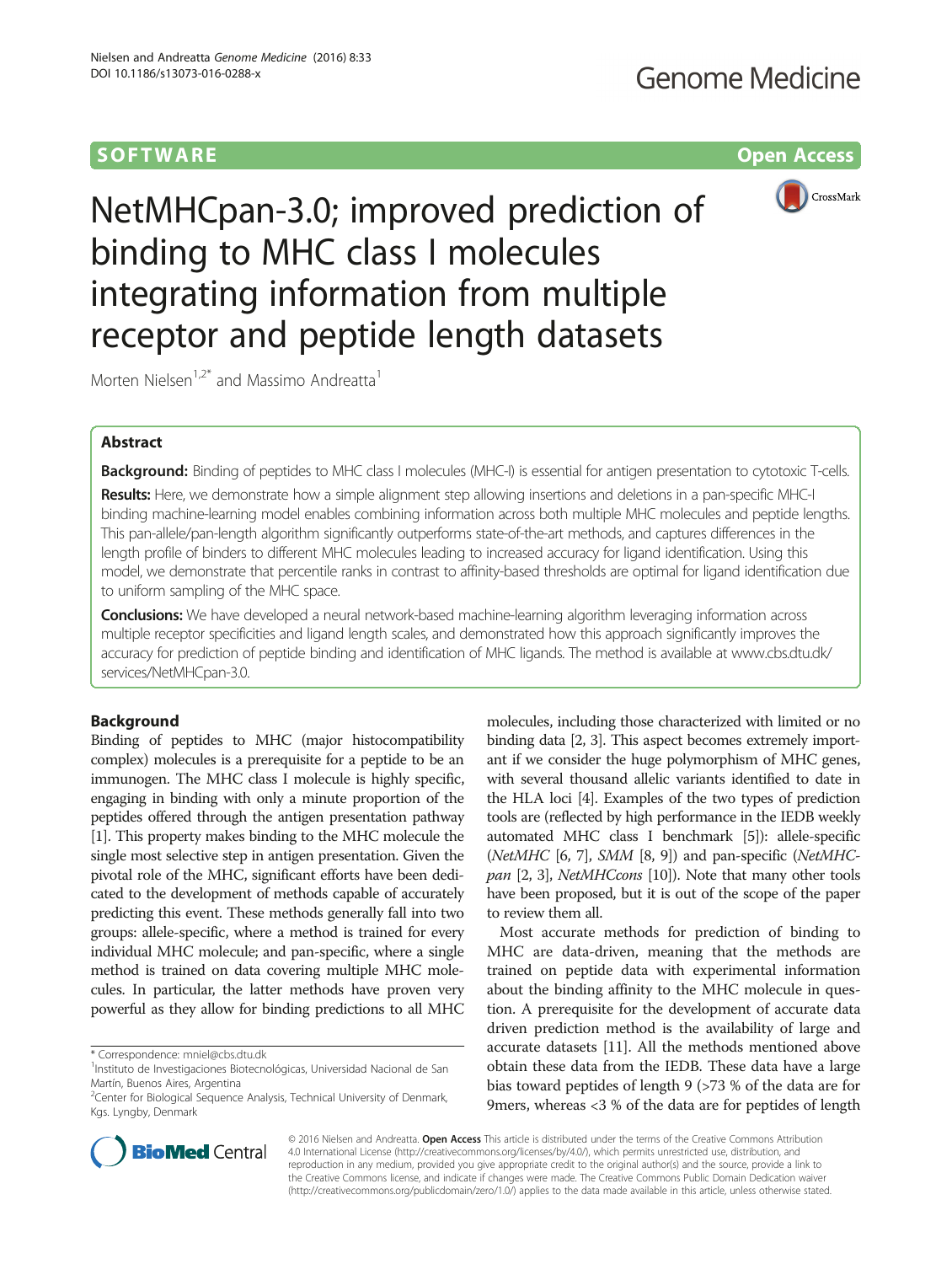SOFTWARE

Open Access

# NetMHCpan-3.0; improved prediction of binding to MHC class I molecules integrating information from multiple receptor and peptide length datasets

Morten Nielsen[1,2*] and Massimo Andreatta[1]

## Abstract

**Background:** Binding of peptides to MHC class I molecules (MHC-I) is essential for antigen presentation to cytotoxic T-cells.

**Results:** Here, we demonstrate how a simple alignment step allowing insertions and deletions in a pan-specific MHC-I binding machine-learning model enables combining information across both multiple MHC molecules and peptide lengths. This pan-allele/pan-length algorithm significantly outperforms state-of-the-art methods, and captures differences in the length profile of binders to different MHC molecules leading to increased accuracy for ligand identification. Using this model, we demonstrate that percentile ranks in contrast to affinity-based thresholds are optimal for ligand identification due to uniform sampling of the MHC space.

**Conclusions:** We have developed a neural network-based machine-learning algorithm leveraging information across multiple receptor specificities and ligand length scales, and demonstrated how this approach significantly improves the accuracy for prediction of peptide binding and identification of MHC ligands. The method is available at www.cbs.dtu.dk/services/NetMHCpan-3.0.

## Background

Binding of peptides to MHC (major histocompatibility complex) molecules is a prerequisite for a peptide to be an immunogen. The MHC class I molecule is highly specific, engaging in binding with only a minute proportion of the peptides offered through the antigen presentation pathway [1]. This property makes binding to the MHC molecule the single most selective step in antigen presentation. Given the pivotal role of the MHC, significant efforts have been dedicated to the development of methods capable of accurately predicting this event. These methods generally fall into two groups: allele-specific, where a method is trained for every individual MHC molecule; and pan-specific, where a single method is trained on data covering multiple MHC molecules. In particular, the latter methods have proven very powerful as they allow for binding predictions to all MHC molecules, including those characterized with limited or no binding data [2, 3]. This aspect becomes extremely important if we consider the huge polymorphism of MHC genes, with several thousand allelic variants identified to date in the HLA loci [4]. Examples of the two types of prediction tools are (reflected by high performance in the IEDB weekly automated MHC class I benchmark [5]): allele-specific (*NetMHC* [6, 7], *SMM* [8, 9]) and pan-specific (*NetMHCpan* [2, 3], *NetMHCcons* [10]). Note that many other tools have been proposed, but it is out of the scope of the paper to review them all.

Most accurate methods for prediction of binding to MHC are data-driven, meaning that the methods are trained on peptide data with experimental information about the binding affinity to the MHC molecule in question. A prerequisite for the development of accurate data driven prediction method is the availability of large and accurate datasets [11]. All the methods mentioned above obtain these data from the IEDB. These data have a large bias toward peptides of length 9 (>73 % of the data are for 9mers, whereas <3 % of the data are for peptides of length

\* Correspondence: mniel@cbs.dtu.dk
[1]Instituto de Investigaciones Biotecnológicas, Universidad Nacional de San Martín, Buenos Aires, Argentina
[2]Center for Biological Sequence Analysis, Technical University of Denmark, Kgs. Lyngby, Denmark

© 2016 Nielsen and Andreatta. **Open Access** This article is distributed under the terms of the Creative Commons Attribution 4.0 International License (http://creativecommons.org/licenses/by/4.0/), which permits unrestricted use, distribution, and reproduction in any medium, provided you give appropriate credit to the original author(s) and the source, provide a link to the Creative Commons license, and indicate if changes were made. The Creative Commons Public Domain Dedication waiver (http://creativecommons.org/publicdomain/zero/1.0/) applies to the data made available in this article, unless otherwise stated.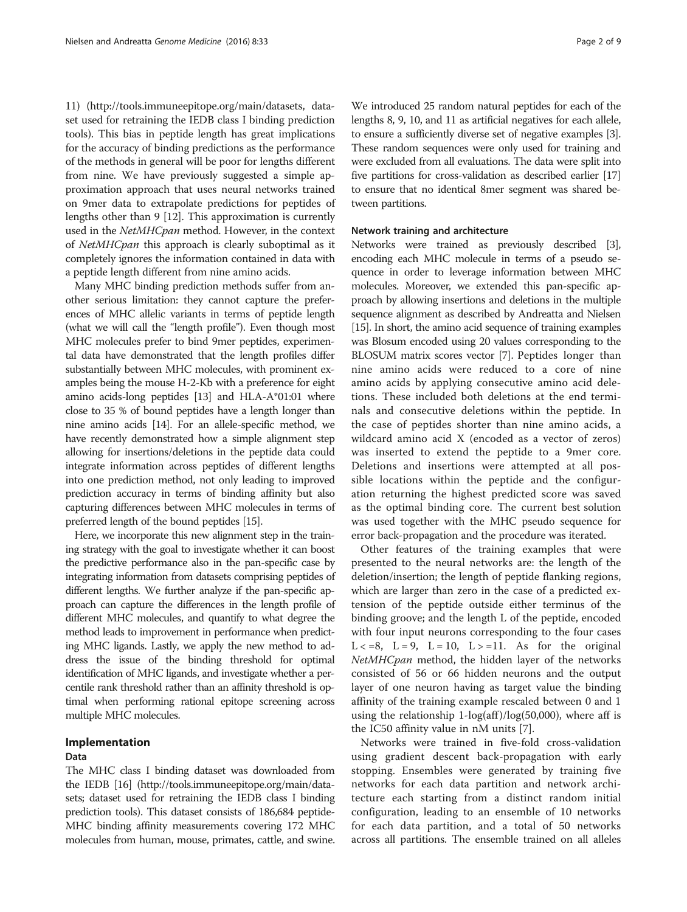11) (http://tools.immuneepitope.org/main/datasets, dataset used for retraining the IEDB class I binding prediction tools). This bias in peptide length has great implications for the accuracy of binding predictions as the performance of the methods in general will be poor for lengths different from nine. We have previously suggested a simple approximation approach that uses neural networks trained on 9mer data to extrapolate predictions for peptides of lengths other than 9 [12]. This approximation is currently used in the *NetMHCpan* method. However, in the context of *NetMHCpan* this approach is clearly suboptimal as it completely ignores the information contained in data with a peptide length different from nine amino acids.

Many MHC binding prediction methods suffer from another serious limitation: they cannot capture the preferences of MHC allelic variants in terms of peptide length (what we will call the "length profile"). Even though most MHC molecules prefer to bind 9mer peptides, experimental data have demonstrated that the length profiles differ substantially between MHC molecules, with prominent examples being the mouse H-2-Kb with a preference for eight amino acids-long peptides [13] and HLA-A*01:01 where close to 35 % of bound peptides have a length longer than nine amino acids [14]. For an allele-specific method, we have recently demonstrated how a simple alignment step allowing for insertions/deletions in the peptide data could integrate information across peptides of different lengths into one prediction method, not only leading to improved prediction accuracy in terms of binding affinity but also capturing differences between MHC molecules in terms of preferred length of the bound peptides [15].

Here, we incorporate this new alignment step in the training strategy with the goal to investigate whether it can boost the predictive performance also in the pan-specific case by integrating information from datasets comprising peptides of different lengths. We further analyze if the pan-specific approach can capture the differences in the length profile of different MHC molecules, and quantify to what degree the method leads to improvement in performance when predicting MHC ligands. Lastly, we apply the new method to address the issue of the binding threshold for optimal identification of MHC ligands, and investigate whether a percentile rank threshold rather than an affinity threshold is optimal when performing rational epitope screening across multiple MHC molecules.

## Implementation

### Data

The MHC class I binding dataset was downloaded from the IEDB [16] (http://tools.immuneepitope.org/main/datasets; dataset used for retraining the IEDB class I binding prediction tools). This dataset consists of 186,684 peptide-MHC binding affinity measurements covering 172 MHC molecules from human, mouse, primates, cattle, and swine. We introduced 25 random natural peptides for each of the lengths 8, 9, 10, and 11 as artificial negatives for each allele, to ensure a sufficiently diverse set of negative examples [3]. These random sequences were only used for training and were excluded from all evaluations. The data were split into five partitions for cross-validation as described earlier [17] to ensure that no identical 8mer segment was shared between partitions.

### Network training and architecture

Networks were trained as previously described [3], encoding each MHC molecule in terms of a pseudo sequence in order to leverage information between MHC molecules. Moreover, we extended this pan-specific approach by allowing insertions and deletions in the multiple sequence alignment as described by Andreatta and Nielsen [15]. In short, the amino acid sequence of training examples was Blosum encoded using 20 values corresponding to the BLOSUM matrix scores vector [7]. Peptides longer than nine amino acids were reduced to a core of nine amino acids by applying consecutive amino acid deletions. These included both deletions at the end terminals and consecutive deletions within the peptide. In the case of peptides shorter than nine amino acids, a wildcard amino acid X (encoded as a vector of zeros) was inserted to extend the peptide to a 9mer core. Deletions and insertions were attempted at all possible locations within the peptide and the configuration returning the highest predicted score was saved as the optimal binding core. The current best solution was used together with the MHC pseudo sequence for error back-propagation and the procedure was iterated.

Other features of the training examples that were presented to the neural networks are: the length of the deletion/insertion; the length of peptide flanking regions, which are larger than zero in the case of a predicted extension of the peptide outside either terminus of the binding groove; and the length L of the peptide, encoded with four input neurons corresponding to the four cases $L <= 8$, $L = 9$, $L = 10$, $L >= 11$. As for the original *NetMHCpan* method, the hidden layer of the networks consisted of 56 or 66 hidden neurons and the output layer of one neuron having as target value the binding affinity of the training example rescaled between 0 and 1 using the relationship $1\text{-}\log(\text{aff})/\log(50{,}000)$, where aff is the IC50 affinity value in nM units [7].

Networks were trained in five-fold cross-validation using gradient descent back-propagation with early stopping. Ensembles were generated by training five networks for each data partition and network architecture each starting from a distinct random initial configuration, leading to an ensemble of 10 networks for each data partition, and a total of 50 networks across all partitions. The ensemble trained on all alleles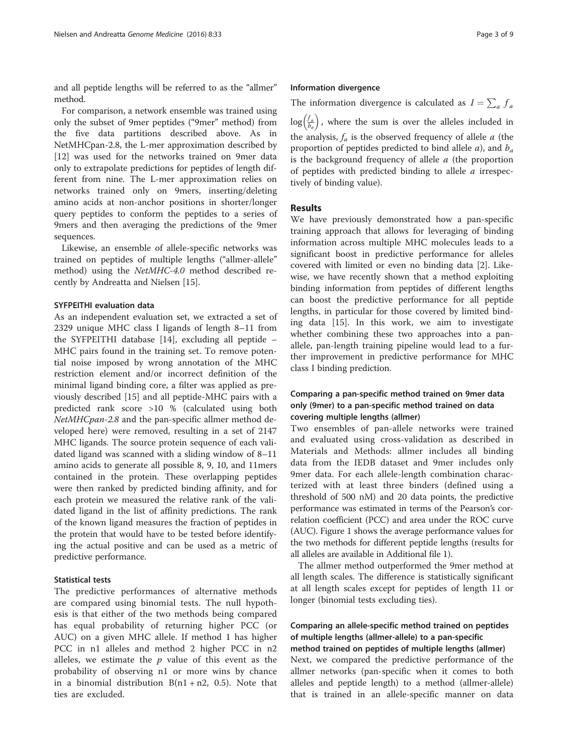and all peptide lengths will be referred to as the "allmer" method.

For comparison, a network ensemble was trained using only the subset of 9mer peptides ("9mer" method) from the five data partitions described above. As in NetMHCpan-2.8, the L-mer approximation described by [12] was used for the networks trained on 9mer data only to extrapolate predictions for peptides of length different from nine. The L-mer approximation relies on networks trained only on 9mers, inserting/deleting amino acids at non-anchor positions in shorter/longer query peptides to conform the peptides to a series of 9mers and then averaging the predictions of the 9mer sequences.

Likewise, an ensemble of allele-specific networks was trained on peptides of multiple lengths ("allmer-allele" method) using the *NetMHC-4.0* method described recently by Andreatta and Nielsen [15].

#### SYFPEITHI evaluation data

As an independent evaluation set, we extracted a set of 2329 unique MHC class I ligands of length 8–11 from the SYFPEITHI database [14], excluding all peptide – MHC pairs found in the training set. To remove potential noise imposed by wrong annotation of the MHC restriction element and/or incorrect definition of the minimal ligand binding core, a filter was applied as previously described [15] and all peptide-MHC pairs with a predicted rank score >10 % (calculated using both *NetMHCpan-2.8* and the pan-specific allmer method developed here) were removed, resulting in a set of 2147 MHC ligands. The source protein sequence of each validated ligand was scanned with a sliding window of 8–11 amino acids to generate all possible 8, 9, 10, and 11mers contained in the protein. These overlapping peptides were then ranked by predicted binding affinity, and for each protein we measured the relative rank of the validated ligand in the list of affinity predictions. The rank of the known ligand measures the fraction of peptides in the protein that would have to be tested before identifying the actual positive and can be used as a metric of predictive performance.

#### Statistical tests

The predictive performances of alternative methods are compared using binomial tests. The null hypothesis is that either of the two methods being compared has equal probability of returning higher PCC (or AUC) on a given MHC allele. If method 1 has higher PCC in n1 alleles and method 2 higher PCC in n2 alleles, we estimate the $p$ value of this event as the probability of observing n1 or more wins by chance in a binomial distribution B(n1 + n2, 0.5). Note that ties are excluded.

#### Information divergence

The information divergence is calculated as $I = \sum_a f_a \log\left(\frac{f_a}{b_a}\right)$, where the sum is over the alleles included in the analysis, $f_a$ is the observed frequency of allele $a$ (the proportion of peptides predicted to bind allele $a$), and $b_a$ is the background frequency of allele $a$ (the proportion of peptides with predicted binding to allele $a$ irrespectively of binding value).

## Results

We have previously demonstrated how a pan-specific training approach that allows for leveraging of binding information across multiple MHC molecules leads to a significant boost in predictive performance for alleles covered with limited or even no binding data [2]. Likewise, we have recently shown that a method exploiting binding information from peptides of different lengths can boost the predictive performance for all peptide lengths, in particular for those covered by limited binding data [15]. In this work, we aim to investigate whether combining these two approaches into a pan-allele, pan-length training pipeline would lead to a further improvement in predictive performance for MHC class I binding prediction.

#### Comparing a pan-specific method trained on 9mer data only (9mer) to a pan-specific method trained on data covering multiple lengths (allmer)

Two ensembles of pan-allele networks were trained and evaluated using cross-validation as described in Materials and Methods: allmer includes all binding data from the IEDB dataset and 9mer includes only 9mer data. For each allele-length combination characterized with at least three binders (defined using a threshold of 500 nM) and 20 data points, the predictive performance was estimated in terms of the Pearson's correlation coefficient (PCC) and area under the ROC curve (AUC). Figure 1 shows the average performance values for the two methods for different peptide lengths (results for all alleles are available in Additional file 1).

The allmer method outperformed the 9mer method at all length scales. The difference is statistically significant at all length scales except for peptides of length 11 or longer (binomial tests excluding ties).

#### Comparing an allele-specific method trained on peptides of multiple lengths (allmer-allele) to a pan-specific method trained on peptides of multiple lengths (allmer)

Next, we compared the predictive performance of the allmer networks (pan-specific when it comes to both alleles and peptide length) to a method (allmer-allele) that is trained in an allele-specific manner on data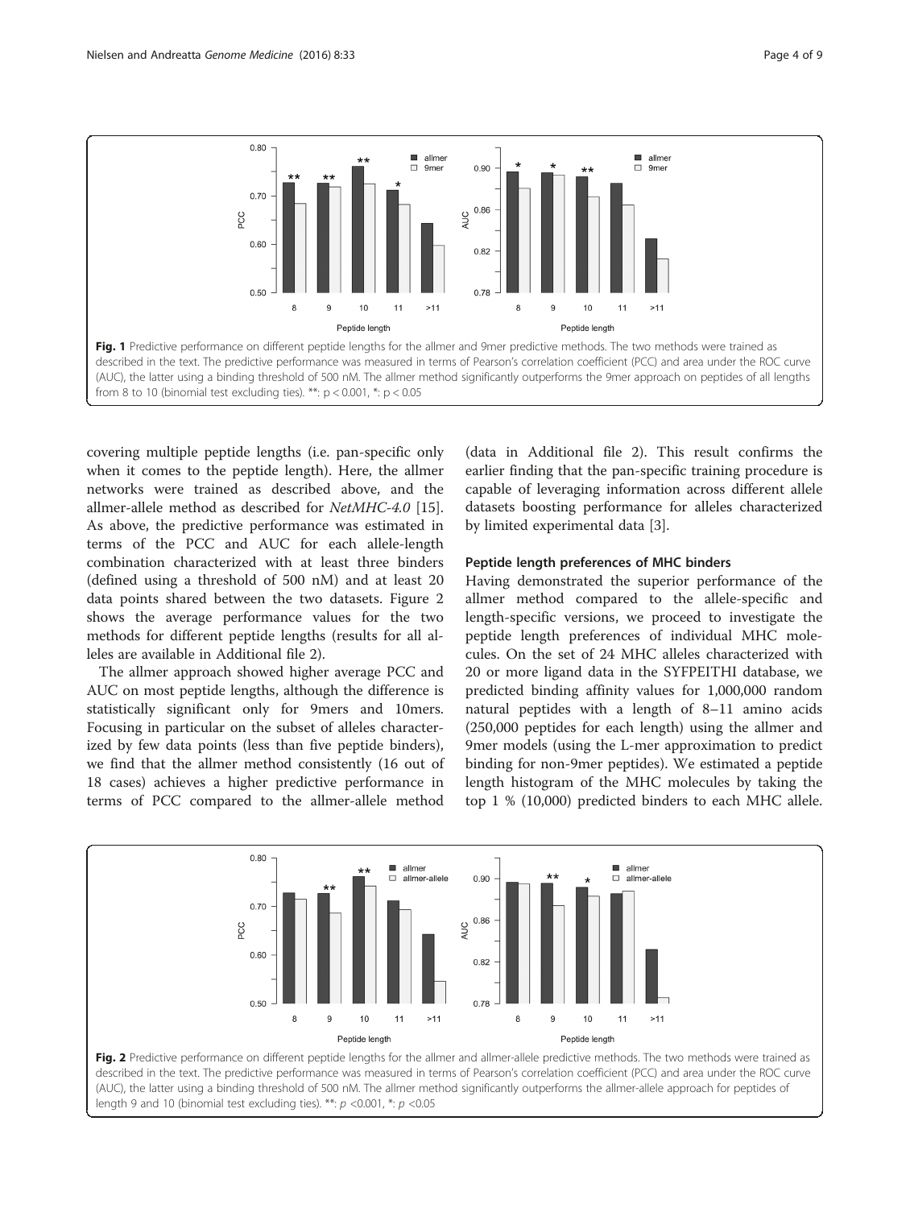**Fig. 1** Predictive performance on different peptide lengths for the allmer and 9mer predictive methods. The two methods were trained as described in the text. The predictive performance was measured in terms of Pearson's correlation coefficient (PCC) and area under the ROC curve (AUC), the latter using a binding threshold of 500 nM. The allmer method significantly outperforms the 9mer approach on peptides of all lengths from 8 to 10 (binomial test excluding ties). **: $p < 0.001$, *: $p < 0.05$

covering multiple peptide lengths (i.e. pan-specific only when it comes to the peptide length). Here, the allmer networks were trained as described above, and the allmer-allele method as described for *NetMHC-4.0* [15]. As above, the predictive performance was estimated in terms of the PCC and AUC for each allele-length combination characterized with at least three binders (defined using a threshold of 500 nM) and at least 20 data points shared between the two datasets. Figure 2 shows the average performance values for the two methods for different peptide lengths (results for all alleles are available in Additional file 2).

The allmer approach showed higher average PCC and AUC on most peptide lengths, although the difference is statistically significant only for 9mers and 10mers. Focusing in particular on the subset of alleles characterized by few data points (less than five peptide binders), we find that the allmer method consistently (16 out of 18 cases) achieves a higher predictive performance in terms of PCC compared to the allmer-allele method (data in Additional file 2). This result confirms the earlier finding that the pan-specific training procedure is capable of leveraging information across different allele datasets boosting performance for alleles characterized by limited experimental data [3].

### Peptide length preferences of MHC binders

Having demonstrated the superior performance of the allmer method compared to the allele-specific and length-specific versions, we proceed to investigate the peptide length preferences of individual MHC molecules. On the set of 24 MHC alleles characterized with 20 or more ligand data in the SYFPEITHI database, we predicted binding affinity values for 1,000,000 random natural peptides with a length of 8–11 amino acids (250,000 peptides for each length) using the allmer and 9mer models (using the L-mer approximation to predict binding for non-9mer peptides). We estimated a peptide length histogram of the MHC molecules by taking the top 1 % (10,000) predicted binders to each MHC allele.

**Fig. 2** Predictive performance on different peptide lengths for the allmer and allmer-allele predictive methods. The two methods were trained as described in the text. The predictive performance was measured in terms of Pearson's correlation coefficient (PCC) and area under the ROC curve (AUC), the latter using a binding threshold of 500 nM. The allmer method significantly outperforms the allmer-allele approach for peptides of length 9 and 10 (binomial test excluding ties). **: $p < 0.001$, *: $p < 0.05$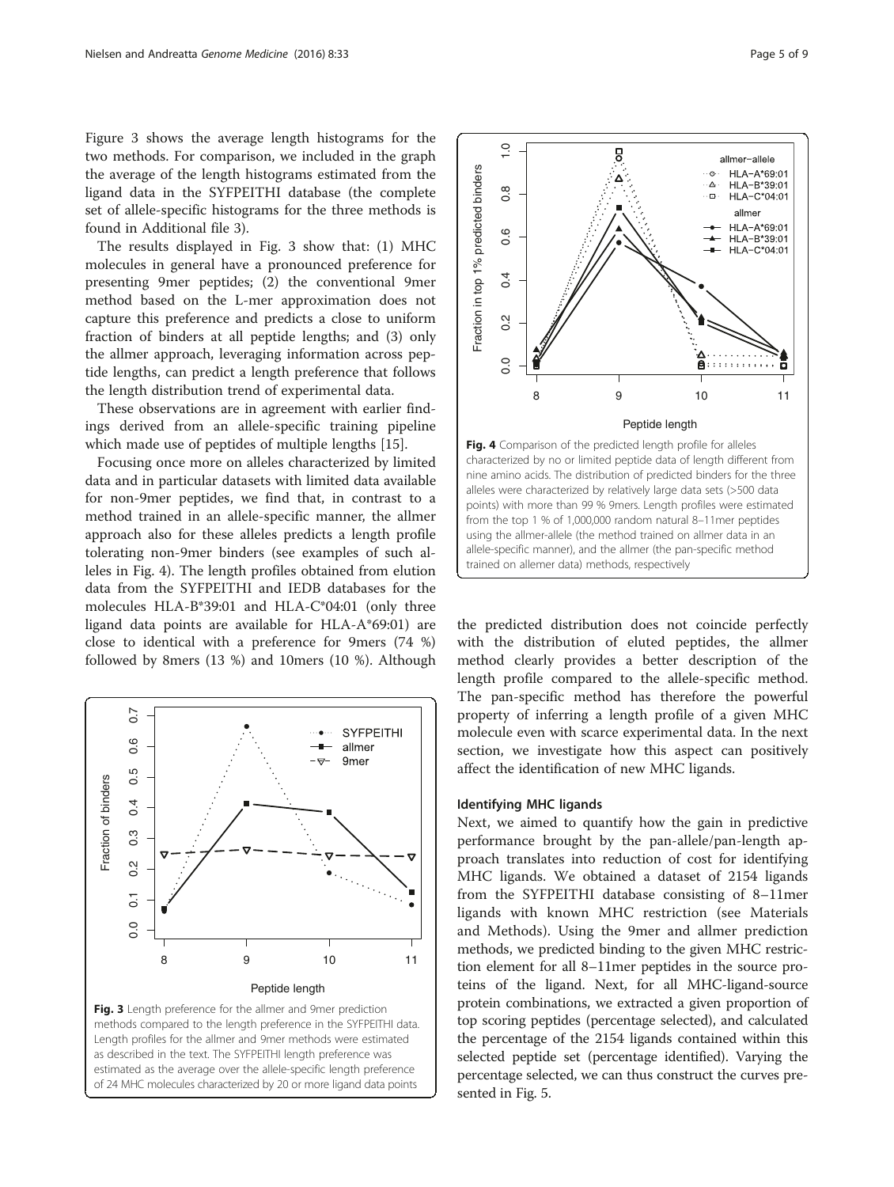Figure 3 shows the average length histograms for the two methods. For comparison, we included in the graph the average of the length histograms estimated from the ligand data in the SYFPEITHI database (the complete set of allele-specific histograms for the three methods is found in Additional file 3).

The results displayed in Fig. 3 show that: (1) MHC molecules in general have a pronounced preference for presenting 9mer peptides; (2) the conventional 9mer method based on the L-mer approximation does not capture this preference and predicts a close to uniform fraction of binders at all peptide lengths; and (3) only the allmer approach, leveraging information across peptide lengths, can predict a length preference that follows the length distribution trend of experimental data.

These observations are in agreement with earlier findings derived from an allele-specific training pipeline which made use of peptides of multiple lengths [15].

Focusing once more on alleles characterized by limited data and in particular datasets with limited data available for non-9mer peptides, we find that, in contrast to a method trained in an allele-specific manner, the allmer approach also for these alleles predicts a length profile tolerating non-9mer binders (see examples of such alleles in Fig. 4). The length profiles obtained from elution data from the SYFPEITHI and IEDB databases for the molecules HLA-B*39:01 and HLA-C*04:01 (only three ligand data points are available for HLA-A*69:01) are close to identical with a preference for 9mers (74 %) followed by 8mers (13 %) and 10mers (10 %). Although the predicted distribution does not coincide perfectly with the distribution of eluted peptides, the allmer method clearly provides a better description of the length profile compared to the allele-specific method. The pan-specific method has therefore the powerful property of inferring a length profile of a given MHC molecule even with scarce experimental data. In the next section, we investigate how this aspect can positively affect the identification of new MHC ligands.

**Fig. 3** Length preference for the allmer and 9mer prediction methods compared to the length preference in the SYFPEITHI data. Length profiles for the allmer and 9mer methods were estimated as described in the text. The SYFPEITHI length preference was estimated as the average over the allele-specific length preference of 24 MHC molecules characterized by 20 or more ligand data points

**Fig. 4** Comparison of the predicted length profile for alleles characterized by no or limited peptide data of length different from nine amino acids. The distribution of predicted binders for the three alleles were characterized by relatively large data sets (>500 data points) with more than 99 % 9mers. Length profiles were estimated from the top 1 % of 1,000,000 random natural 8–11mer peptides using the allmer-allele (the method trained on allmer data in an allele-specific manner), and the allmer (the pan-specific method trained on allemer data) methods, respectively

### Identifying MHC ligands

Next, we aimed to quantify how the gain in predictive performance brought by the pan-allele/pan-length approach translates into reduction of cost for identifying MHC ligands. We obtained a dataset of 2154 ligands from the SYFPEITHI database consisting of 8–11mer ligands with known MHC restriction (see Materials and Methods). Using the 9mer and allmer prediction methods, we predicted binding to the given MHC restriction element for all 8–11mer peptides in the source proteins of the ligand. Next, for all MHC-ligand-source protein combinations, we extracted a given proportion of top scoring peptides (percentage selected), and calculated the percentage of the 2154 ligands contained within this selected peptide set (percentage identified). Varying the percentage selected, we can thus construct the curves presented in Fig. 5.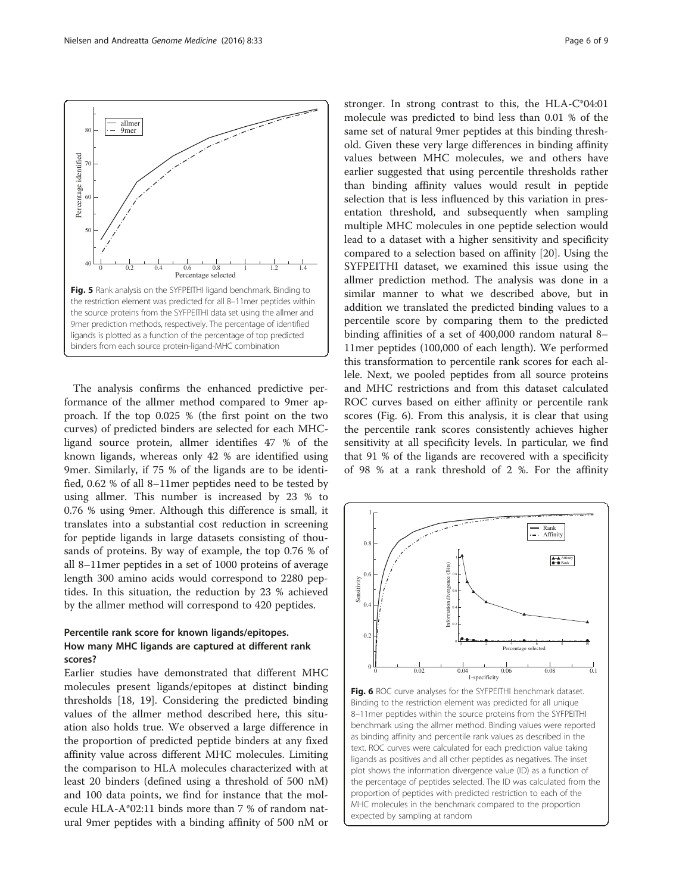**Fig. 5** Rank analysis on the SYFPEITHI ligand benchmark. Binding to the restriction element was predicted for all 8–11mer peptides within the source proteins from the SYFPEITHI data set using the allmer and 9mer prediction methods, respectively. The percentage of identified ligands is plotted as a function of the percentage of top predicted binders from each source protein-ligand-MHC combination

The analysis confirms the enhanced predictive performance of the allmer method compared to 9mer approach. If the top 0.025 % (the first point on the two curves) of predicted binders are selected for each MHC-ligand source protein, allmer identifies 47 % of the known ligands, whereas only 42 % are identified using 9mer. Similarly, if 75 % of the ligands are to be identified, 0.62 % of all 8–11mer peptides need to be tested by using allmer. This number is increased by 23 % to 0.76 % using 9mer. Although this difference is small, it translates into a substantial cost reduction in screening for peptide ligands in large datasets consisting of thousands of proteins. By way of example, the top 0.76 % of all 8–11mer peptides in a set of 1000 proteins of average length 300 amino acids would correspond to 2280 peptides. In this situation, the reduction by 23 % achieved by the allmer method will correspond to 420 peptides.

### Percentile rank score for known ligands/epitopes. How many MHC ligands are captured at different rank scores?

Earlier studies have demonstrated that different MHC molecules present ligands/epitopes at distinct binding thresholds [18, 19]. Considering the predicted binding values of the allmer method described here, this situation also holds true. We observed a large difference in the proportion of predicted peptide binders at any fixed affinity value across different MHC molecules. Limiting the comparison to HLA molecules characterized with at least 20 binders (defined using a threshold of 500 nM) and 100 data points, we find for instance that the molecule HLA-A*02:11 binds more than 7 % of random natural 9mer peptides with a binding affinity of 500 nM or stronger. In strong contrast to this, the HLA-C*04:01 molecule was predicted to bind less than 0.01 % of the same set of natural 9mer peptides at this binding threshold. Given these very large differences in binding affinity values between MHC molecules, we and others have earlier suggested that using percentile thresholds rather than binding affinity values would result in peptide selection that is less influenced by this variation in presentation threshold, and subsequently when sampling multiple MHC molecules in one peptide selection would lead to a dataset with a higher sensitivity and specificity compared to a selection based on affinity [20]. Using the SYFPEITHI dataset, we examined this issue using the allmer prediction method. The analysis was done in a similar manner to what we described above, but in addition we translated the predicted binding values to a percentile score by comparing them to the predicted binding affinities of a set of 400,000 random natural 8–11mer peptides (100,000 of each length). We performed this transformation to percentile rank scores for each allele. Next, we pooled peptides from all source proteins and MHC restrictions and from this dataset calculated ROC curves based on either affinity or percentile rank scores (Fig. 6). From this analysis, it is clear that using the percentile rank scores consistently achieves higher sensitivity at all specificity levels. In particular, we find that 91 % of the ligands are recovered with a specificity of 98 % at a rank threshold of 2 %. For the affinity

**Fig. 6** ROC curve analyses for the SYFPEITHI benchmark dataset. Binding to the restriction element was predicted for all unique 8–11mer peptides within the source proteins from the SYFPEITHI benchmark using the allmer method. Binding values were reported as binding affinity and percentile rank values as described in the text. ROC curves were calculated for each prediction value taking ligands as positives and all other peptides as negatives. The inset plot shows the information divergence value (ID) as a function of the percentage of peptides selected. The ID was calculated from the proportion of peptides with predicted restriction to each of the MHC molecules in the benchmark compared to the proportion expected by sampling at random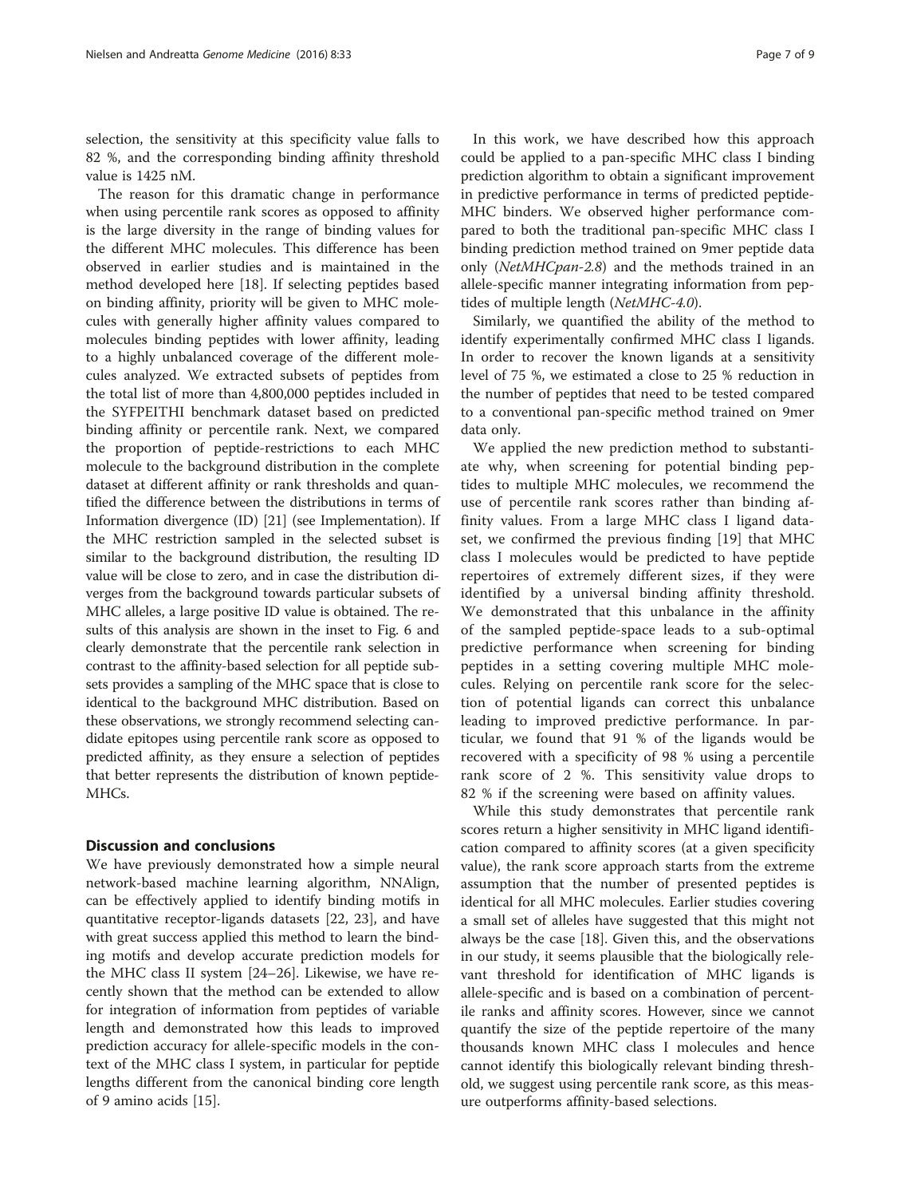selection, the sensitivity at this specificity value falls to 82 %, and the corresponding binding affinity threshold value is 1425 nM.

The reason for this dramatic change in performance when using percentile rank scores as opposed to affinity is the large diversity in the range of binding values for the different MHC molecules. This difference has been observed in earlier studies and is maintained in the method developed here [18]. If selecting peptides based on binding affinity, priority will be given to MHC molecules with generally higher affinity values compared to molecules binding peptides with lower affinity, leading to a highly unbalanced coverage of the different molecules analyzed. We extracted subsets of peptides from the total list of more than 4,800,000 peptides included in the SYFPEITHI benchmark dataset based on predicted binding affinity or percentile rank. Next, we compared the proportion of peptide-restrictions to each MHC molecule to the background distribution in the complete dataset at different affinity or rank thresholds and quantified the difference between the distributions in terms of Information divergence (ID) [21] (see Implementation). If the MHC restriction sampled in the selected subset is similar to the background distribution, the resulting ID value will be close to zero, and in case the distribution diverges from the background towards particular subsets of MHC alleles, a large positive ID value is obtained. The results of this analysis are shown in the inset to Fig. 6 and clearly demonstrate that the percentile rank selection in contrast to the affinity-based selection for all peptide subsets provides a sampling of the MHC space that is close to identical to the background MHC distribution. Based on these observations, we strongly recommend selecting candidate epitopes using percentile rank score as opposed to predicted affinity, as they ensure a selection of peptides that better represents the distribution of known peptide-MHCs.

## Discussion and conclusions

We have previously demonstrated how a simple neural network-based machine learning algorithm, NNAlign, can be effectively applied to identify binding motifs in quantitative receptor-ligands datasets [22, 23], and have with great success applied this method to learn the binding motifs and develop accurate prediction models for the MHC class II system [24–26]. Likewise, we have recently shown that the method can be extended to allow for integration of information from peptides of variable length and demonstrated how this leads to improved prediction accuracy for allele-specific models in the context of the MHC class I system, in particular for peptide lengths different from the canonical binding core length of 9 amino acids [15].

In this work, we have described how this approach could be applied to a pan-specific MHC class I binding prediction algorithm to obtain a significant improvement in predictive performance in terms of predicted peptide-MHC binders. We observed higher performance compared to both the traditional pan-specific MHC class I binding prediction method trained on 9mer peptide data only (*NetMHCpan-2.8*) and the methods trained in an allele-specific manner integrating information from peptides of multiple length (*NetMHC-4.0*).

Similarly, we quantified the ability of the method to identify experimentally confirmed MHC class I ligands. In order to recover the known ligands at a sensitivity level of 75 %, we estimated a close to 25 % reduction in the number of peptides that need to be tested compared to a conventional pan-specific method trained on 9mer data only.

We applied the new prediction method to substantiate why, when screening for potential binding peptides to multiple MHC molecules, we recommend the use of percentile rank scores rather than binding affinity values. From a large MHC class I ligand dataset, we confirmed the previous finding [19] that MHC class I molecules would be predicted to have peptide repertoires of extremely different sizes, if they were identified by a universal binding affinity threshold. We demonstrated that this unbalance in the affinity of the sampled peptide-space leads to a sub-optimal predictive performance when screening for binding peptides in a setting covering multiple MHC molecules. Relying on percentile rank score for the selection of potential ligands can correct this unbalance leading to improved predictive performance. In particular, we found that 91 % of the ligands would be recovered with a specificity of 98 % using a percentile rank score of 2 %. This sensitivity value drops to 82 % if the screening were based on affinity values.

While this study demonstrates that percentile rank scores return a higher sensitivity in MHC ligand identification compared to affinity scores (at a given specificity value), the rank score approach starts from the extreme assumption that the number of presented peptides is identical for all MHC molecules. Earlier studies covering a small set of alleles have suggested that this might not always be the case [18]. Given this, and the observations in our study, it seems plausible that the biologically relevant threshold for identification of MHC ligands is allele-specific and is based on a combination of percentile ranks and affinity scores. However, since we cannot quantify the size of the peptide repertoire of the many thousands known MHC class I molecules and hence cannot identify this biologically relevant binding threshold, we suggest using percentile rank score, as this measure outperforms affinity-based selections.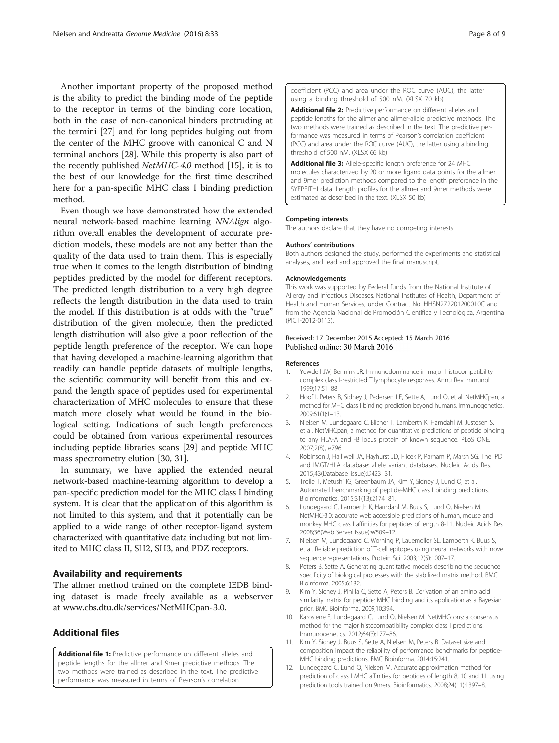Another important property of the proposed method is the ability to predict the binding mode of the peptide to the receptor in terms of the binding core location, both in the case of non-canonical binders protruding at the termini [27] and for long peptides bulging out from the center of the MHC groove with canonical C and N terminal anchors [28]. While this property is also part of the recently published *NetMHC-4.0* method [15], it is to the best of our knowledge for the first time described here for a pan-specific MHC class I binding prediction method.

Even though we have demonstrated how the extended neural network-based machine learning *NNAlign* algorithm overall enables the development of accurate prediction models, these models are not any better than the quality of the data used to train them. This is especially true when it comes to the length distribution of binding peptides predicted by the model for different receptors. The predicted length distribution to a very high degree reflects the length distribution in the data used to train the model. If this distribution is at odds with the "true" distribution of the given molecule, then the predicted length distribution will also give a poor reflection of the peptide length preference of the receptor. We can hope that having developed a machine-learning algorithm that readily can handle peptide datasets of multiple lengths, the scientific community will benefit from this and expand the length space of peptides used for experimental characterization of MHC molecules to ensure that these match more closely what would be found in the biological setting. Indications of such length preferences could be obtained from various experimental resources including peptide libraries scans [29] and peptide MHC mass spectrometry elution [30, 31].

In summary, we have applied the extended neural network-based machine-learning algorithm to develop a pan-specific prediction model for the MHC class I binding system. It is clear that the application of this algorithm is not limited to this system, and that it potentially can be applied to a wide range of other receptor-ligand system characterized with quantitative data including but not limited to MHC class II, SH2, SH3, and PDZ receptors.

## Availability and requirements

The allmer method trained on the complete IEDB binding dataset is made freely available as a webserver at www.cbs.dtu.dk/services/NetMHCpan-3.0.

## Additional files

**Additional file 1:** Predictive performance on different alleles and peptide lengths for the allmer and 9mer predictive methods. The two methods were trained as described in the text. The predictive performance was measured in terms of Pearson's correlation coefficient (PCC) and area under the ROC curve (AUC), the latter using a binding threshold of 500 nM. (XLSX 70 kb)

**Additional file 2:** Predictive performance on different alleles and peptide lengths for the allmer and allmer-allele predictive methods. The two methods were trained as described in the text. The predictive performance was measured in terms of Pearson's correlation coefficient (PCC) and area under the ROC curve (AUC), the latter using a binding threshold of 500 nM. (XLSX 66 kb)

**Additional file 3:** Allele-specific length preference for 24 MHC molecules characterized by 20 or more ligand data points for the allmer and 9mer prediction methods compared to the length preference in the SYFPEITHI data. Length profiles for the allmer and 9mer methods were estimated as described in the text. (XLSX 50 kb)

#### Competing interests

The authors declare that they have no competing interests.

#### Authors' contributions

Both authors designed the study, performed the experiments and statistical analyses, and read and approved the final manuscript.

#### Acknowledgements

This work was supported by Federal funds from the National Institute of Allergy and Infectious Diseases, National Institutes of Health, Department of Health and Human Services, under Contract No. HHSN272201200010C and from the Agencia Nacional de Promoción Científica y Tecnológica, Argentina (PICT-2012-0115).

Received: 17 December 2015 Accepted: 15 March 2016
Published online: 30 March 2016

#### References

1. Yewdell JW, Bennink JR. Immunodominance in major histocompatibility complex class I-restricted T lymphocyte responses. Annu Rev Immunol. 1999;17:51–88.
2. Hoof I, Peters B, Sidney J, Pedersen LE, Sette A, Lund O, et al. NetMHCpan, a method for MHC class I binding prediction beyond humans. Immunogenetics. 2009;61(1):1–13.
3. Nielsen M, Lundegaard C, Blicher T, Lamberth K, Harndahl M, Justesen S, et al. NetMHCpan, a method for quantitative predictions of peptide binding to any HLA-A and -B locus protein of known sequence. PLoS ONE. 2007;2(8), e796.
4. Robinson J, Halliwell JA, Hayhurst JD, Flicek P, Parham P, Marsh SG. The IPD and IMGT/HLA database: allele variant databases. Nucleic Acids Res. 2015;43(Database issue):D423–31.
5. Trolle T, Metushi IG, Greenbaum JA, Kim Y, Sidney J, Lund O, et al. Automated benchmarking of peptide-MHC class I binding predictions. Bioinformatics. 2015;31(13):2174–81.
6. Lundegaard C, Lamberth K, Harndahl M, Buus S, Lund O, Nielsen M. NetMHC-3.0: accurate web accessible predictions of human, mouse and monkey MHC class I affinities for peptides of length 8-11. Nucleic Acids Res. 2008;36(Web Server issue):W509–12.
7. Nielsen M, Lundegaard C, Worning P, Lauemoller SL, Lamberth K, Buus S, et al. Reliable prediction of T-cell epitopes using neural networks with novel sequence representations. Protein Sci. 2003;12(5):1007–17.
8. Peters B, Sette A. Generating quantitative models describing the sequence specificity of biological processes with the stabilized matrix method. BMC Bioinforma. 2005;6:132.
9. Kim Y, Sidney J, Pinilla C, Sette A, Peters B. Derivation of an amino acid similarity matrix for peptide: MHC binding and its application as a Bayesian prior. BMC Bioinforma. 2009;10:394.
10. Karosiene E, Lundegaard C, Lund O, Nielsen M. NetMHCcons: a consensus method for the major histocompatibility complex class I predictions. Immunogenetics. 2012;64(3):177–86.
11. Kim Y, Sidney J, Buus S, Sette A, Nielsen M, Peters B. Dataset size and composition impact the reliability of performance benchmarks for peptide-MHC binding predictions. BMC Bioinforma. 2014;15:241.
12. Lundegaard C, Lund O, Nielsen M. Accurate approximation method for prediction of class I MHC affinities for peptides of length 8, 10 and 11 using prediction tools trained on 9mers. Bioinformatics. 2008;24(11):1397–8.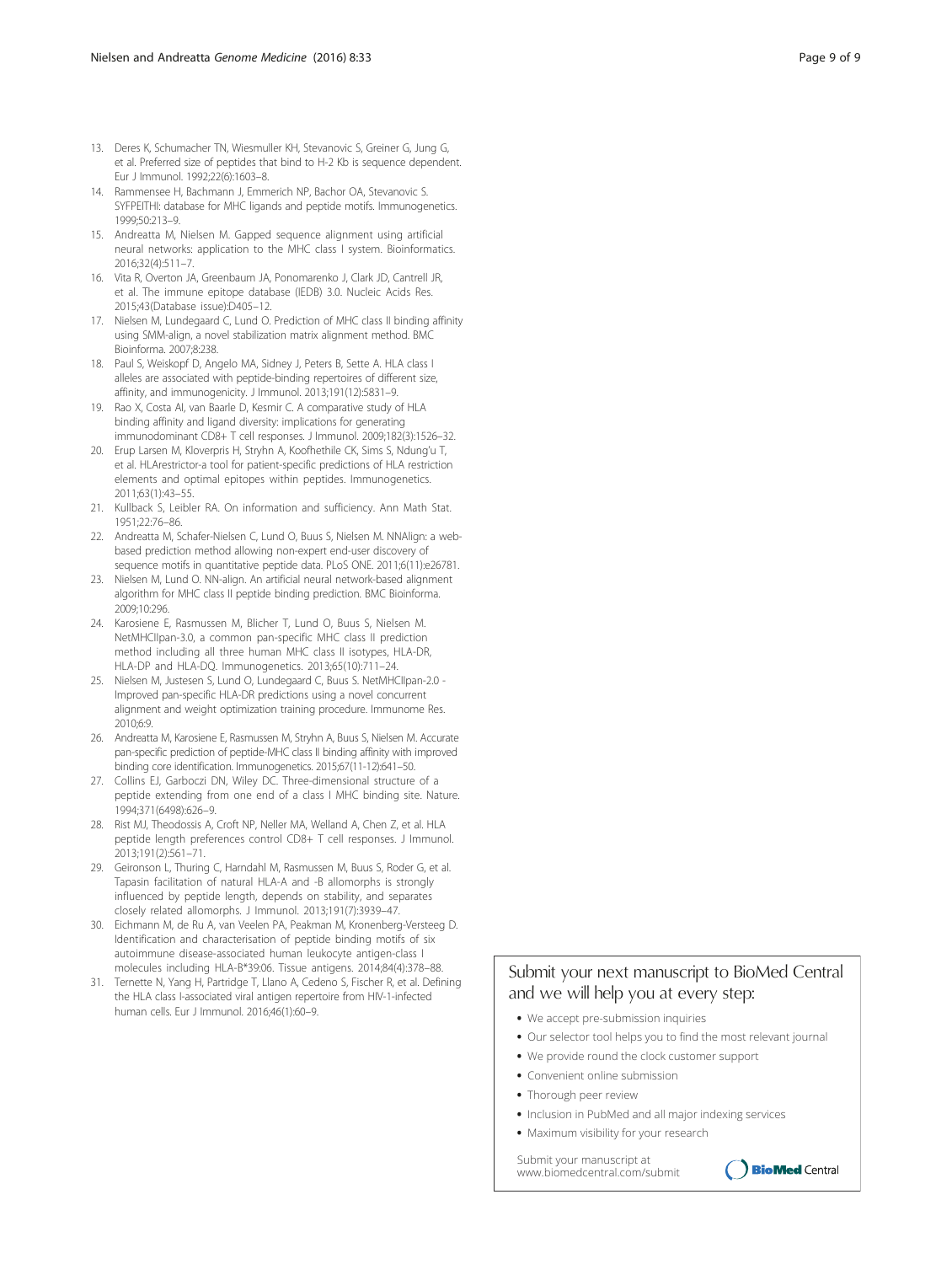13. Deres K, Schumacher TN, Wiesmuller KH, Stevanovic S, Greiner G, Jung G, et al. Preferred size of peptides that bind to H-2 Kb is sequence dependent. Eur J Immunol. 1992;22(6):1603–8.
14. Rammensee H, Bachmann J, Emmerich NP, Bachor OA, Stevanovic S. SYFPEITHI: database for MHC ligands and peptide motifs. Immunogenetics. 1999;50:213–9.
15. Andreatta M, Nielsen M. Gapped sequence alignment using artificial neural networks: application to the MHC class I system. Bioinformatics. 2016;32(4):511–7.
16. Vita R, Overton JA, Greenbaum JA, Ponomarenko J, Clark JD, Cantrell JR, et al. The immune epitope database (IEDB) 3.0. Nucleic Acids Res. 2015;43(Database issue):D405–12.
17. Nielsen M, Lundegaard C, Lund O. Prediction of MHC class II binding affinity using SMM-align, a novel stabilization matrix alignment method. BMC Bioinforma. 2007;8:238.
18. Paul S, Weiskopf D, Angelo MA, Sidney J, Peters B, Sette A. HLA class I alleles are associated with peptide-binding repertoires of different size, affinity, and immunogenicity. J Immunol. 2013;191(12):5831–9.
19. Rao X, Costa AI, van Baarle D, Kesmir C. A comparative study of HLA binding affinity and ligand diversity: implications for generating immunodominant CD8+ T cell responses. J Immunol. 2009;182(3):1526–32.
20. Erup Larsen M, Kloverpris H, Stryhn A, Koofhethile CK, Sims S, Ndung'u T, et al. HLArestrictor-a tool for patient-specific predictions of HLA restriction elements and optimal epitopes within peptides. Immunogenetics. 2011;63(1):43–55.
21. Kullback S, Leibler RA. On information and sufficiency. Ann Math Stat. 1951;22:76–86.
22. Andreatta M, Schafer-Nielsen C, Lund O, Buus S, Nielsen M. NNAlign: a web-based prediction method allowing non-expert end-user discovery of sequence motifs in quantitative peptide data. PLoS ONE. 2011;6(11):e26781.
23. Nielsen M, Lund O. NN-align. An artificial neural network-based alignment algorithm for MHC class II peptide binding prediction. BMC Bioinforma. 2009;10:296.
24. Karosiene E, Rasmussen M, Blicher T, Lund O, Buus S, Nielsen M. NetMHCIIpan-3.0, a common pan-specific MHC class II prediction method including all three human MHC class II isotypes, HLA-DR, HLA-DP and HLA-DQ. Immunogenetics. 2013;65(10):711–24.
25. Nielsen M, Justesen S, Lund O, Lundegaard C, Buus S. NetMHCIIpan-2.0 - Improved pan-specific HLA-DR predictions using a novel concurrent alignment and weight optimization training procedure. Immunome Res. 2010;6:9.
26. Andreatta M, Karosiene E, Rasmussen M, Stryhn A, Buus S, Nielsen M. Accurate pan-specific prediction of peptide-MHC class II binding affinity with improved binding core identification. Immunogenetics. 2015;67(11-12):641–50.
27. Collins EJ, Garboczi DN, Wiley DC. Three-dimensional structure of a peptide extending from one end of a class I MHC binding site. Nature. 1994;371(6498):626–9.
28. Rist MJ, Theodossis A, Croft NP, Neller MA, Welland A, Chen Z, et al. HLA peptide length preferences control CD8+ T cell responses. J Immunol. 2013;191(2):561–71.
29. Geironson L, Thuring C, Harndahl M, Rasmussen M, Buus S, Roder G, et al. Tapasin facilitation of natural HLA-A and -B allomorphs is strongly influenced by peptide length, depends on stability, and separates closely related allomorphs. J Immunol. 2013;191(7):3939–47.
30. Eichmann M, de Ru A, van Veelen PA, Peakman M, Kronenberg-Versteeg D. Identification and characterisation of peptide binding motifs of six autoimmune disease-associated human leukocyte antigen-class I molecules including HLA-B*39:06. Tissue antigens. 2014;84(4):378–88.
31. Ternette N, Yang H, Partridge T, Llano A, Cedeno S, Fischer R, et al. Defining the HLA class I-associated viral antigen repertoire from HIV-1-infected human cells. Eur J Immunol. 2016;46(1):60–9.

Submit your next manuscript to BioMed Central and we will help you at every step:

- We accept pre-submission inquiries
- Our selector tool helps you to find the most relevant journal
- We provide round the clock customer support
- Convenient online submission
- Thorough peer review
- Inclusion in PubMed and all major indexing services
- Maximum visibility for your research

Submit your manuscript at www.biomedcentral.com/submit

BioMed Central